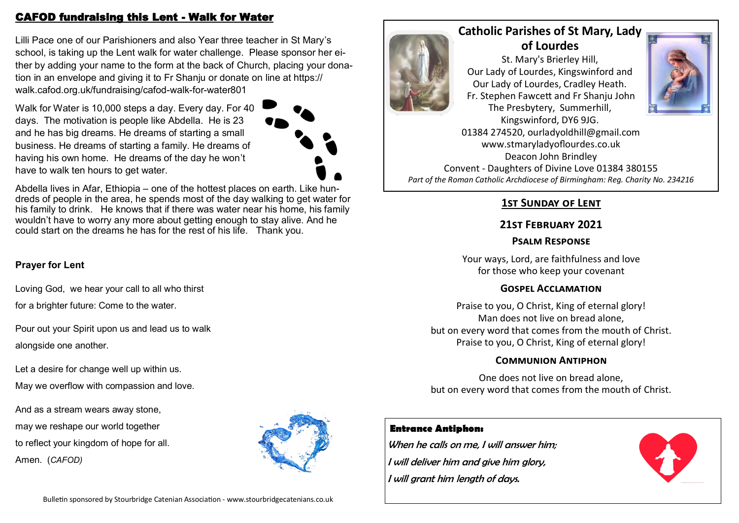## CAFOD fundraising this Lent - Walk for Water

Lilli Pace one of our Parishioners and also Year three teacher in St Mary's school, is taking up the Lent walk for water challenge. Please sponsor her either by adding your name to the form at the back of Church, placing your donation in an envelope and giving it to Fr Shanju or donate on line at https://walk.cafod.org.uk/fundraising/cafod-walk-for-water801

Walk for Water is 10,000 steps a day. Every day. For 40 days. The motivation is people like Abdella. He is 23 and he has big dreams. He dreams of starting a small business. He dreams of starting a family. He dreams of having his own home. He dreams of the day he won't have to walk ten hours to get water.

Abdella lives in Afar, Ethiopia – one of the hottest places on earth. Like hundreds of people in the area, he spends most of the day walking to get water for his family to drink. He knows that if there was water near his home, his family wouldn't have to worry any more about getting enough to stay alive. And he could start on the dreams he has for the rest of his life. Thank you.

**Prayer for Lent**

Loving God, we hear your call to all who thirst
for a brighter future: Come to the water.

Pour out your Spirit upon us and lead us to walk
alongside one another.

Let a desire for change well up within us.
May we overflow with compassion and love.

And as a stream wears away stone,
may we reshape our world together
to reflect your kingdom of hope for all.
Amen. (*CAFOD*)

Bulletin sponsored by Stourbridge Catenian Association - www.stourbridgecatenians.co.uk

# Catholic Parishes of St Mary, Lady of Lourdes

St. Mary's Brierley Hill,
Our Lady of Lourdes, Kingswinford and
Our Lady of Lourdes, Cradley Heath.
Fr. Stephen Fawcett and Fr Shanju John
The Presbytery, Summerhill,
Kingswinford, DY6 9JG.
01384 274520, ourladyoldhill@gmail.com
www.stmaryladyoflourdes.co.uk
Deacon John Brindley
Convent - Daughters of Divine Love 01384 380155
*Part of the Roman Catholic Archdiocese of Birmingham: Reg. Charity No. 234216*

## 1st Sunday of Lent

## 21st February 2021

### Psalm Response

Your ways, Lord, are faithfulness and love
for those who keep your covenant

### Gospel Acclamation

Praise to you, O Christ, King of eternal glory!
Man does not live on bread alone,
but on every word that comes from the mouth of Christ.
Praise to you, O Christ, King of eternal glory!

### Communion Antiphon

One does not live on bread alone,
but on every word that comes from the mouth of Christ.

**Entrance Antiphon:**

*When he calls on me, I will answer him;*
*I will deliver him and give him glory,*
*I will grant him length of days.*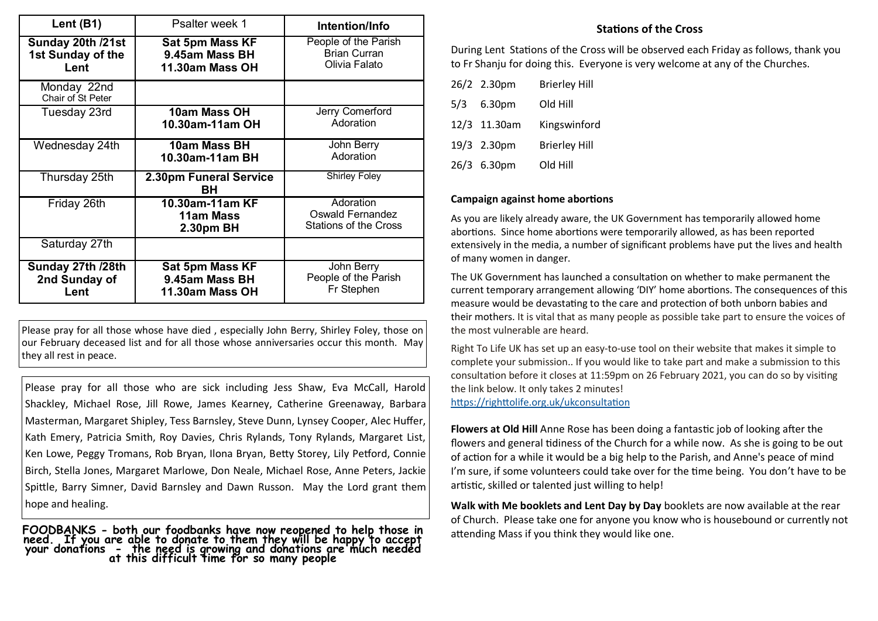| Lent (B1) | Psalter week 1 | Intention/Info |
|---|---|---|
| **Sunday 20th /21st 1st Sunday of the Lent** | **Sat 5pm Mass KF**<br>**9.45am Mass BH**<br>**11.30am Mass OH** | People of the Parish<br>Brian Curran<br>Olivia Falato |
| Monday 22nd<br>Chair of St Peter | | |
| Tuesday 23rd | **10am Mass OH**<br>**10.30am-11am OH** | Jerry Comerford<br>Adoration |
| Wednesday 24th | **10am Mass BH**<br>**10.30am-11am BH** | John Berry<br>Adoration |
| Thursday 25th | **2.30pm Funeral Service BH** | Shirley Foley |
| Friday 26th | **10.30am-11am KF**<br>**11am Mass**<br>**2.30pm BH** | Adoration<br>Oswald Fernandez<br>Stations of the Cross |
| Saturday 27th | | |
| **Sunday 27th /28th 2nd Sunday of Lent** | **Sat 5pm Mass KF**<br>**9.45am Mass BH**<br>**11.30am Mass OH** | John Berry<br>People of the Parish<br>Fr Stephen |

Please pray for all those whose have died , especially John Berry, Shirley Foley, those on our February deceased list and for all those whose anniversaries occur this month. May they all rest in peace.

Please pray for all those who are sick including Jess Shaw, Eva McCall, Harold Shackley, Michael Rose, Jill Rowe, James Kearney, Catherine Greenaway, Barbara Masterman, Margaret Shipley, Tess Barnsley, Steve Dunn, Lynsey Cooper, Alec Huffer, Kath Emery, Patricia Smith, Roy Davies, Chris Rylands, Tony Rylands, Margaret List, Ken Lowe, Peggy Tromans, Rob Bryan, Ilona Bryan, Betty Storey, Lily Petford, Connie Birch, Stella Jones, Margaret Marlowe, Don Neale, Michael Rose, Anne Peters, Jackie Spittle, Barry Simner, David Barnsley and Dawn Russon. May the Lord grant them hope and healing.

**FOODBANKS - both our foodbanks have now reopened to help those in need. If you are able to donate to them they will be happy to accept your donations - the need is growing and donations are much needed at this difficult time for so many people**

## Stations of the Cross

During Lent Stations of the Cross will be observed each Friday as follows, thank you to Fr Shanju for doing this. Everyone is very welcome at any of the Churches.

| | | |
|---|---|---|
| 26/2 | 2.30pm | Brierley Hill |
| 5/3 | 6.30pm | Old Hill |
| 12/3 | 11.30am | Kingswinford |
| 19/3 | 2.30pm | Brierley Hill |
| 26/3 | 6.30pm | Old Hill |

**Campaign against home abortions**

As you are likely already aware, the UK Government has temporarily allowed home abortions. Since home abortions were temporarily allowed, as has been reported extensively in the media, a number of significant problems have put the lives and health of many women in danger.

The UK Government has launched a consultation on whether to make permanent the current temporary arrangement allowing 'DIY' home abortions. The consequences of this measure would be devastating to the care and protection of both unborn babies and their mothers. It is vital that as many people as possible take part to ensure the voices of the most vulnerable are heard.

Right To Life UK has set up an easy-to-use tool on their website that makes it simple to complete your submission.. If you would like to take part and make a submission to this consultation before it closes at 11:59pm on 26 February 2021, you can do so by visiting the link below. It only takes 2 minutes!
https://righttolife.org.uk/ukconsultation

**Flowers at Old Hill** Anne Rose has been doing a fantastic job of looking after the flowers and general tidiness of the Church for a while now. As she is going to be out of action for a while it would be a big help to the Parish, and Anne's peace of mind I'm sure, if some volunteers could take over for the time being. You don't have to be artistic, skilled or talented just willing to help!

**Walk with Me booklets and Lent Day by Day** booklets are now available at the rear of Church. Please take one for anyone you know who is housebound or currently not attending Mass if you think they would like one.